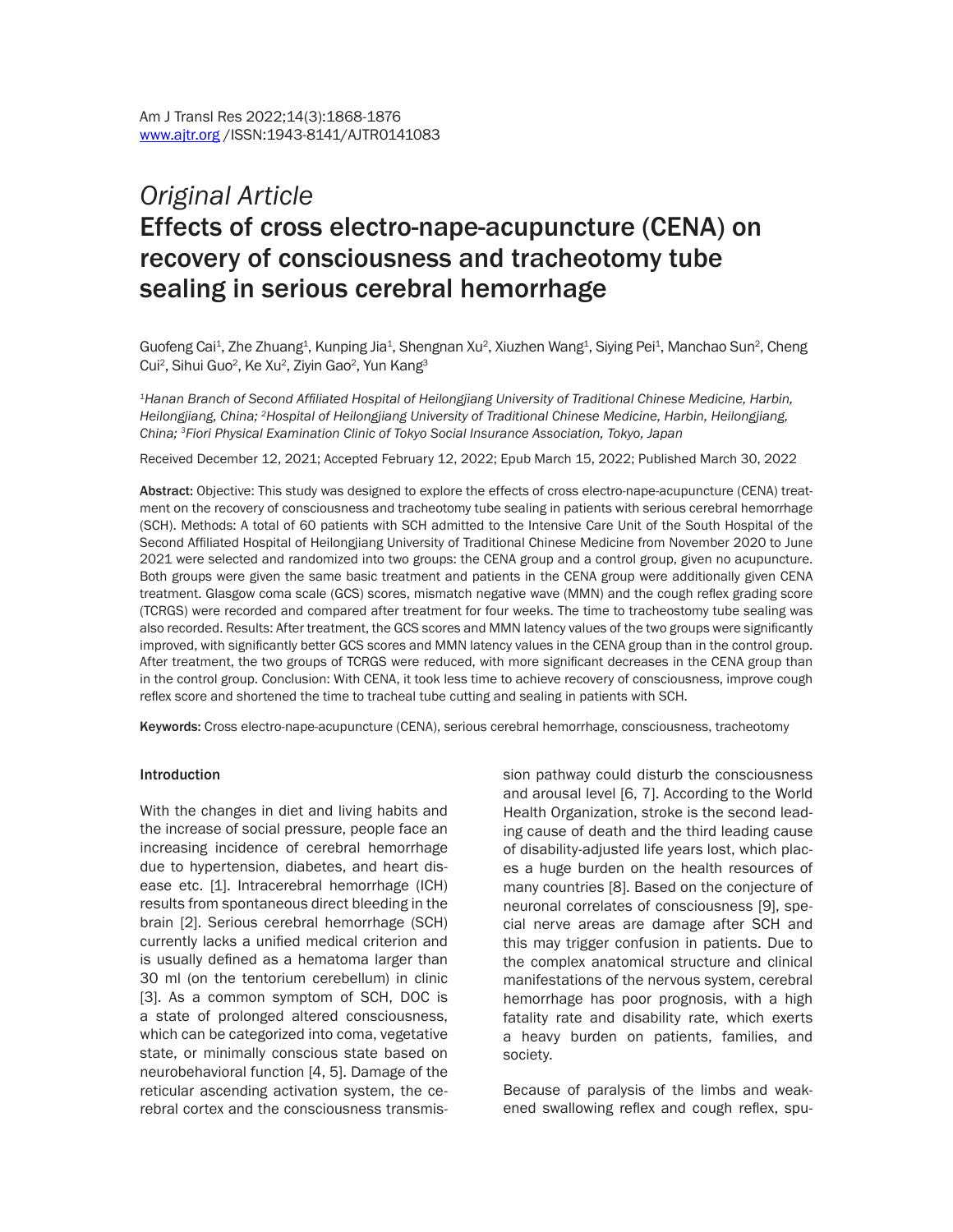*Original Article*

# Effects of cross electro-nape-acupuncture (CENA) on recovery of consciousness and tracheotomy tube sealing in serious cerebral hemorrhage

Guofeng Cai[1], Zhe Zhuang[1], Kunping Jia[1], Shengnan Xu[2], Xiuzhen Wang[1], Siying Pei[1], Manchao Sun[2], Cheng Cui[2], Sihui Guo[2], Ke Xu[2], Ziyin Gao[2], Yun Kang[3]

*[1]Hanan Branch of Second Affiliated Hospital of Heilongjiang University of Traditional Chinese Medicine, Harbin, Heilongjiang, China; [2]Hospital of Heilongjiang University of Traditional Chinese Medicine, Harbin, Heilongjiang, China; [3]Fiori Physical Examination Clinic of Tokyo Social Insurance Association, Tokyo, Japan*

Received December 12, 2021; Accepted February 12, 2022; Epub March 15, 2022; Published March 30, 2022

**Abstract:** Objective: This study was designed to explore the effects of cross electro-nape-acupuncture (CENA) treatment on the recovery of consciousness and tracheotomy tube sealing in patients with serious cerebral hemorrhage (SCH). Methods: A total of 60 patients with SCH admitted to the Intensive Care Unit of the South Hospital of the Second Affiliated Hospital of Heilongjiang University of Traditional Chinese Medicine from November 2020 to June 2021 were selected and randomized into two groups: the CENA group and a control group, given no acupuncture. Both groups were given the same basic treatment and patients in the CENA group were additionally given CENA treatment. Glasgow coma scale (GCS) scores, mismatch negative wave (MMN) and the cough reflex grading score (TCRGS) were recorded and compared after treatment for four weeks. The time to tracheostomy tube sealing was also recorded. Results: After treatment, the GCS scores and MMN latency values of the two groups were significantly improved, with significantly better GCS scores and MMN latency values in the CENA group than in the control group. After treatment, the two groups of TCRGS were reduced, with more significant decreases in the CENA group than in the control group. Conclusion: With CENA, it took less time to achieve recovery of consciousness, improve cough reflex score and shortened the time to tracheal tube cutting and sealing in patients with SCH.

**Keywords:** Cross electro-nape-acupuncture (CENA), serious cerebral hemorrhage, consciousness, tracheotomy

## Introduction

With the changes in diet and living habits and the increase of social pressure, people face an increasing incidence of cerebral hemorrhage due to hypertension, diabetes, and heart disease etc. [1]. Intracerebral hemorrhage (ICH) results from spontaneous direct bleeding in the brain [2]. Serious cerebral hemorrhage (SCH) currently lacks a unified medical criterion and is usually defined as a hematoma larger than 30 ml (on the tentorium cerebellum) in clinic [3]. As a common symptom of SCH, DOC is a state of prolonged altered consciousness, which can be categorized into coma, vegetative state, or minimally conscious state based on neurobehavioral function [4, 5]. Damage of the reticular ascending activation system, the cerebral cortex and the consciousness transmission pathway could disturb the consciousness and arousal level [6, 7]. According to the World Health Organization, stroke is the second leading cause of death and the third leading cause of disability-adjusted life years lost, which places a huge burden on the health resources of many countries [8]. Based on the conjecture of neuronal correlates of consciousness [9], special nerve areas are damage after SCH and this may trigger confusion in patients. Due to the complex anatomical structure and clinical manifestations of the nervous system, cerebral hemorrhage has poor prognosis, with a high fatality rate and disability rate, which exerts a heavy burden on patients, families, and society.

Because of paralysis of the limbs and weakened swallowing reflex and cough reflex, spu-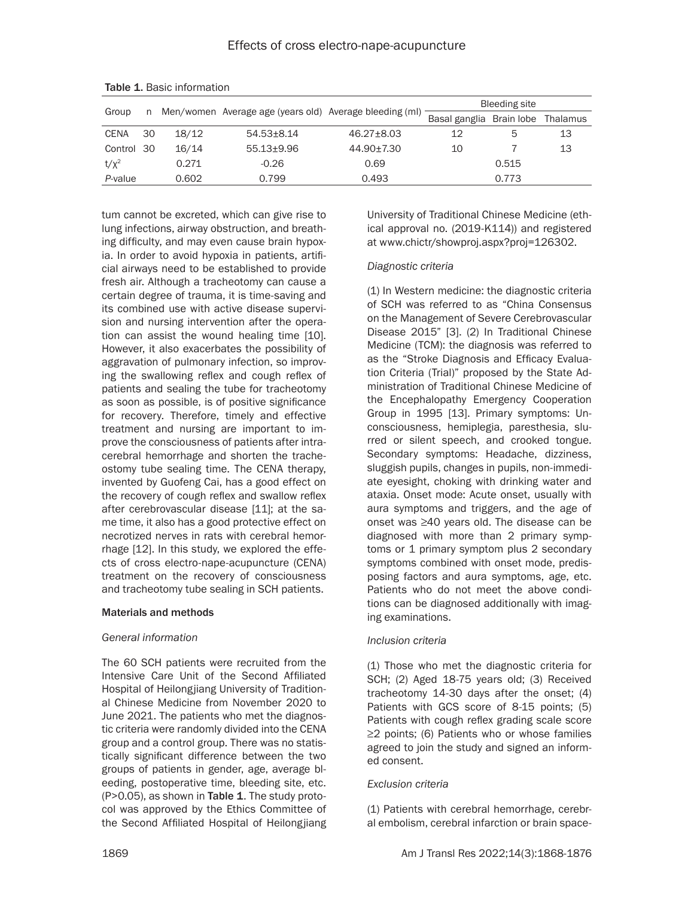**Table 1.** Basic information

| Group | n | Men/women | Average age (years old) | Average bleeding (ml) | Bleeding site | | |
|---|---|---|---|---|---|---|---|
| | | | | | Basal ganglia | Brain lobe | Thalamus |
| CENA | 30 | 18/12 | 54.53±8.14 | 46.27±8.03 | 12 | 5 | 13 |
| Control | 30 | 16/14 | 55.13±9.96 | 44.90±7.30 | 10 | 7 | 13 |
| $t/\chi^2$ | | 0.271 | -0.26 | 0.69 | | 0.515 | |
| *P*-value | | 0.602 | 0.799 | 0.493 | | 0.773 | |

tum cannot be excreted, which can give rise to lung infections, airway obstruction, and breathing difficulty, and may even cause brain hypoxia. In order to avoid hypoxia in patients, artificial airways need to be established to provide fresh air. Although a tracheotomy can cause a certain degree of trauma, it is time-saving and its combined use with active disease supervision and nursing intervention after the operation can assist the wound healing time [10]. However, it also exacerbates the possibility of aggravation of pulmonary infection, so improving the swallowing reflex and cough reflex of patients and sealing the tube for tracheotomy as soon as possible, is of positive significance for recovery. Therefore, timely and effective treatment and nursing are important to improve the consciousness of patients after intracerebral hemorrhage and shorten the tracheostomy tube sealing time. The CENA therapy, invented by Guofeng Cai, has a good effect on the recovery of cough reflex and swallow reflex after cerebrovascular disease [11]; at the same time, it also has a good protective effect on necrotized nerves in rats with cerebral hemorrhage [12]. In this study, we explored the effects of cross electro-nape-acupuncture (CENA) treatment on the recovery of consciousness and tracheotomy tube sealing in SCH patients.

## Materials and methods

### *General information*

The 60 SCH patients were recruited from the Intensive Care Unit of the Second Affiliated Hospital of Heilongjiang University of Traditional Chinese Medicine from November 2020 to June 2021. The patients who met the diagnostic criteria were randomly divided into the CENA group and a control group. There was no statistically significant difference between the two groups of patients in gender, age, average bleeding, postoperative time, bleeding site, etc. (P>0.05), as shown in **Table 1**. The study protocol was approved by the Ethics Committee of the Second Affiliated Hospital of Heilongjiang University of Traditional Chinese Medicine (ethical approval no. (2019-K114)) and registered at www.chictr/showproj.aspx?proj=126302.

### *Diagnostic criteria*

(1) In Western medicine: the diagnostic criteria of SCH was referred to as "China Consensus on the Management of Severe Cerebrovascular Disease 2015" [3]. (2) In Traditional Chinese Medicine (TCM): the diagnosis was referred to as the "Stroke Diagnosis and Efficacy Evaluation Criteria (Trial)" proposed by the State Administration of Traditional Chinese Medicine of the Encephalopathy Emergency Cooperation Group in 1995 [13]. Primary symptoms: Unconsciousness, hemiplegia, paresthesia, slurred or silent speech, and crooked tongue. Secondary symptoms: Headache, dizziness, sluggish pupils, changes in pupils, non-immediate eyesight, choking with drinking water and ataxia. Onset mode: Acute onset, usually with aura symptoms and triggers, and the age of onset was ≥40 years old. The disease can be diagnosed with more than 2 primary symptoms or 1 primary symptom plus 2 secondary symptoms combined with onset mode, predisposing factors and aura symptoms, age, etc. Patients who do not meet the above conditions can be diagnosed additionally with imaging examinations.

### *Inclusion criteria*

(1) Those who met the diagnostic criteria for SCH; (2) Aged 18-75 years old; (3) Received tracheotomy 14-30 days after the onset; (4) Patients with GCS score of 8-15 points; (5) Patients with cough reflex grading scale score ≥2 points; (6) Patients who or whose families agreed to join the study and signed an informed consent.

### *Exclusion criteria*

(1) Patients with cerebral hemorrhage, cerebral embolism, cerebral infarction or brain space-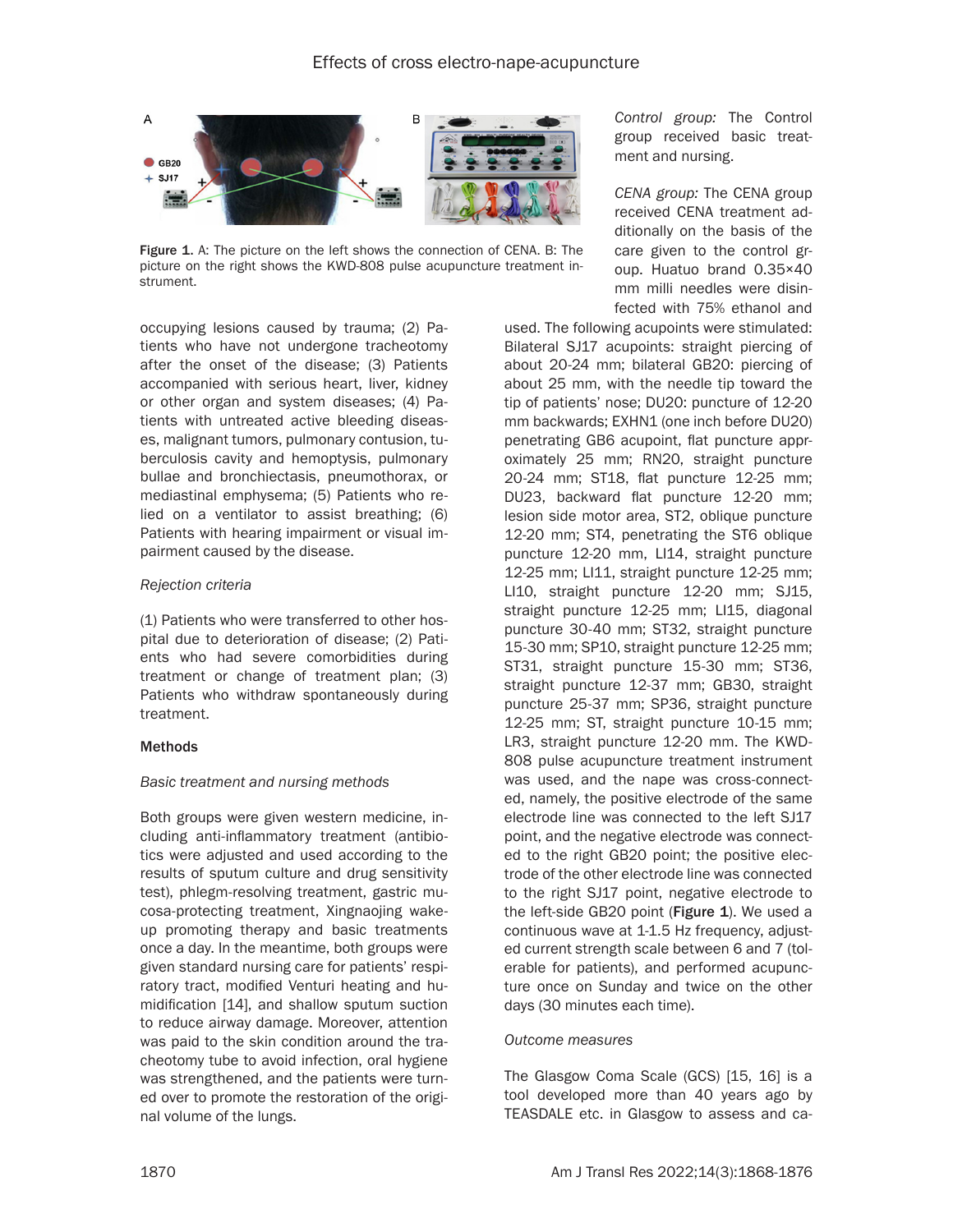Figure 1. A: The picture on the left shows the connection of CENA. B: The picture on the right shows the KWD-808 pulse acupuncture treatment instrument.

occupying lesions caused by trauma; (2) Patients who have not undergone tracheotomy after the onset of the disease; (3) Patients accompanied with serious heart, liver, kidney or other organ and system diseases; (4) Patients with untreated active bleeding diseases, malignant tumors, pulmonary contusion, tuberculosis cavity and hemoptysis, pulmonary bullae and bronchiectasis, pneumothorax, or mediastinal emphysema; (5) Patients who relied on a ventilator to assist breathing; (6) Patients with hearing impairment or visual impairment caused by the disease.

*Rejection criteria*

(1) Patients who were transferred to other hospital due to deterioration of disease; (2) Patients who had severe comorbidities during treatment or change of treatment plan; (3) Patients who withdraw spontaneously during treatment.

### Methods

*Basic treatment and nursing methods*

Both groups were given western medicine, including anti-inflammatory treatment (antibiotics were adjusted and used according to the results of sputum culture and drug sensitivity test), phlegm-resolving treatment, gastric mucosa-protecting treatment, Xingnaojing wake-up promoting therapy and basic treatments once a day. In the meantime, both groups were given standard nursing care for patients' respiratory tract, modified Venturi heating and humidification [14], and shallow sputum suction to reduce airway damage. Moreover, attention was paid to the skin condition around the tracheotomy tube to avoid infection, oral hygiene was strengthened, and the patients were turned over to promote the restoration of the original volume of the lungs.

*Control group:* The Control group received basic treatment and nursing.

*CENA group:* The CENA group received CENA treatment additionally on the basis of the care given to the control group. Huatuo brand 0.35×40 mm milli needles were disinfected with 75% ethanol and used. The following acupoints were stimulated: Bilateral SJ17 acupoints: straight piercing of about 20-24 mm; bilateral GB20: piercing of about 25 mm, with the needle tip toward the tip of patients' nose; DU20: puncture of 12-20 mm backwards; EXHN1 (one inch before DU20) penetrating GB6 acupoint, flat puncture approximately 25 mm; RN20, straight puncture 20-24 mm; ST18, flat puncture 12-25 mm; DU23, backward flat puncture 12-20 mm; lesion side motor area, ST2, oblique puncture 12-20 mm; ST4, penetrating the ST6 oblique puncture 12-20 mm, LI14, straight puncture 12-25 mm; LI11, straight puncture 12-25 mm; LI10, straight puncture 12-20 mm; SJ15, straight puncture 12-25 mm; LI15, diagonal puncture 30-40 mm; ST32, straight puncture 15-30 mm; SP10, straight puncture 12-25 mm; ST31, straight puncture 15-30 mm; ST36, straight puncture 12-37 mm; GB30, straight puncture 25-37 mm; SP36, straight puncture 12-25 mm; ST, straight puncture 10-15 mm; LR3, straight puncture 12-20 mm. The KWD-808 pulse acupuncture treatment instrument was used, and the nape was cross-connected, namely, the positive electrode of the same electrode line was connected to the left SJ17 point, and the negative electrode was connected to the right GB20 point; the positive electrode of the other electrode line was connected to the right SJ17 point, negative electrode to the left-side GB20 point (**Figure 1**). We used a continuous wave at 1-1.5 Hz frequency, adjusted current strength scale between 6 and 7 (tolerable for patients), and performed acupuncture once on Sunday and twice on the other days (30 minutes each time).

*Outcome measures*

The Glasgow Coma Scale (GCS) [15, 16] is a tool developed more than 40 years ago by TEASDALE etc. in Glasgow to assess and ca-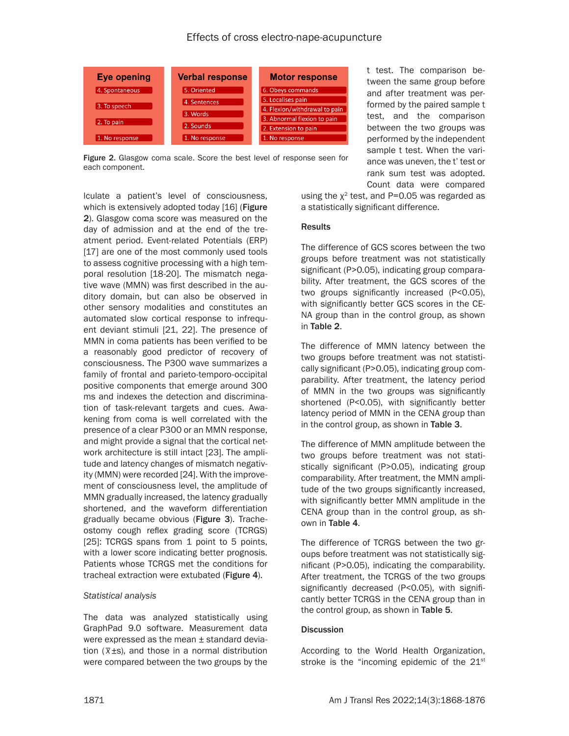| Eye opening | Verbal response | Motor response |
|---|---|---|
| 4. Spontaneous | 5. Oriented | 6. Obeys commands |
| 3. To speech | 4. Sentences | 5. Localises pain |
| 2. To pain | 3. Words | 4. Flexion/withdrawal to pain |
| 1. No response | 2. Sounds | 3. Abnormal flexion to pain |
| | 1. No response | 2. Extension to pain |
| | | 1. No response |

Figure 2. Glasgow coma scale. Score the best level of response seen for each component.

lculate a patient's level of consciousness, which is extensively adopted today [16] (**Figure 2**). Glasgow coma score was measured on the day of admission and at the end of the treatment period. Event-related Potentials (ERP) [17] are one of the most commonly used tools to assess cognitive processing with a high temporal resolution [18-20]. The mismatch negative wave (MMN) was first described in the auditory domain, but can also be observed in other sensory modalities and constitutes an automated slow cortical response to infrequent deviant stimuli [21, 22]. The presence of MMN in coma patients has been verified to be a reasonably good predictor of recovery of consciousness. The P300 wave summarizes a family of frontal and parieto-temporo-occipital positive components that emerge around 300 ms and indexes the detection and discrimination of task-relevant targets and cues. Awakening from coma is well correlated with the presence of a clear P300 or an MMN response, and might provide a signal that the cortical network architecture is still intact [23]. The amplitude and latency changes of mismatch negativity (MMN) were recorded [24]. With the improvement of consciousness level, the amplitude of MMN gradually increased, the latency gradually shortened, and the waveform differentiation gradually became obvious (**Figure 3**). Tracheostomy cough reflex grading score (TCRGS) [25]: TCRGS spans from 1 point to 5 points, with a lower score indicating better prognosis. Patients whose TCRGS met the conditions for tracheal extraction were extubated (**Figure 4**).

*Statistical analysis*

The data was analyzed statistically using GraphPad 9.0 software. Measurement data were expressed as the mean ± standard deviation ($\overline{x}$±s), and those in a normal distribution were compared between the two groups by the t test. The comparison between the same group before and after treatment was performed by the paired sample t test, and the comparison between the two groups was performed by the independent sample t test. When the variance was uneven, the t' test or rank sum test was adopted. Count data were compared using the $\chi^2$ test, and P=0.05 was regarded as a statistically significant difference.

## Results

The difference of GCS scores between the two groups before treatment was not statistically significant (P>0.05), indicating group comparability. After treatment, the GCS scores of the two groups significantly increased (P<0.05), with significantly better GCS scores in the CENA group than in the control group, as shown in **Table 2**.

The difference of MMN latency between the two groups before treatment was not statistically significant (P>0.05), indicating group comparability. After treatment, the latency period of MMN in the two groups was significantly shortened (P<0.05), with significantly better latency period of MMN in the CENA group than in the control group, as shown in **Table 3**.

The difference of MMN amplitude between the two groups before treatment was not statistically significant (P>0.05), indicating group comparability. After treatment, the MMN amplitude of the two groups significantly increased, with significantly better MMN amplitude in the CENA group than in the control group, as shown in **Table 4**.

The difference of TCRGS between the two groups before treatment was not statistically significant (P>0.05), indicating the comparability. After treatment, the TCRGS of the two groups significantly decreased (P<0.05), with significantly better TCRGS in the CENA group than in the control group, as shown in **Table 5**.

## Discussion

According to the World Health Organization, stroke is the "incoming epidemic of the 21st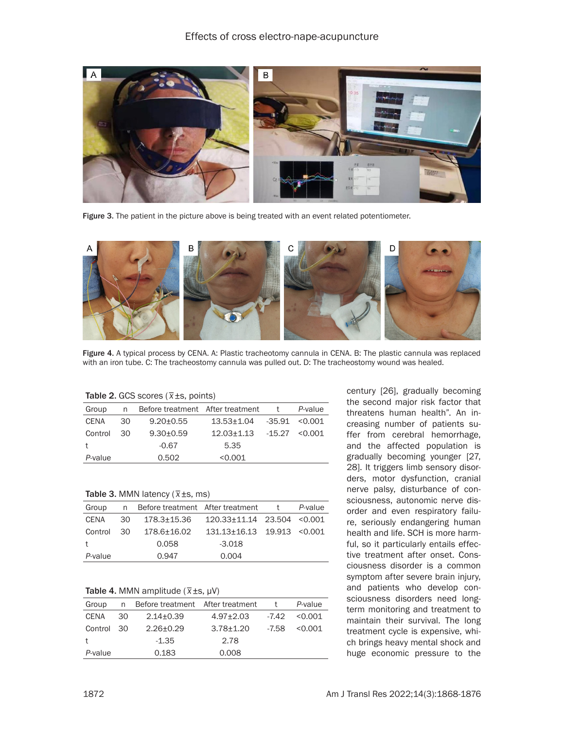Figure 3. The patient in the picture above is being treated with an event related potentiometer.

Figure 4. A typical process by CENA. A: Plastic tracheotomy cannula in CENA. B: The plastic cannula was replaced with an iron tube. C: The tracheostomy cannula was pulled out. D: The tracheostomy wound was healed.

**Table 2.** GCS scores ($\bar{x}$±s, points)

| Group | n | Before treatment | After treatment | t | *P*-value |
|---|---|---|---|---|---|
| CENA | 30 | 9.20±0.55 | 13.53±1.04 | -35.91 | <0.001 |
| Control | 30 | 9.30±0.59 | 12.03±1.13 | -15.27 | <0.001 |
| t | | -0.67 | 5.35 | | |
| *P*-value | | 0.502 | <0.001 | | |

**Table 3.** MMN latency ($\bar{x}$±s, ms)

| Group | n | Before treatment | After treatment | t | *P*-value |
|---|---|---|---|---|---|
| CENA | 30 | 178.3±15.36 | 120.33±11.14 | 23.504 | <0.001 |
| Control | 30 | 178.6±16.02 | 131.13±16.13 | 19.913 | <0.001 |
| t | | 0.058 | -3.018 | | |
| *P*-value | | 0.947 | 0.004 | | |

**Table 4.** MMN amplitude ($\bar{x}$±s, μV)

| Group | n | Before treatment | After treatment | t | *P*-value |
|---|---|---|---|---|---|
| CENA | 30 | 2.14±0.39 | 4.97±2.03 | -7.42 | <0.001 |
| Control | 30 | 2.26±0.29 | 3.78±1.20 | -7.58 | <0.001 |
| t | | -1.35 | 2.78 | | |
| *P*-value | | 0.183 | 0.008 | | |

century [26], gradually becoming the second major risk factor that threatens human health". An increasing number of patients suffer from cerebral hemorrhage, and the affected population is gradually becoming younger [27, 28]. It triggers limb sensory disorders, motor dysfunction, cranial nerve palsy, disturbance of consciousness, autonomic nerve disorder and even respiratory failure, seriously endangering human health and life. SCH is more harmful, so it particularly entails effective treatment after onset. Consciousness disorder is a common symptom after severe brain injury, and patients who develop consciousness disorders need long-term monitoring and treatment to maintain their survival. The long treatment cycle is expensive, which brings heavy mental shock and huge economic pressure to the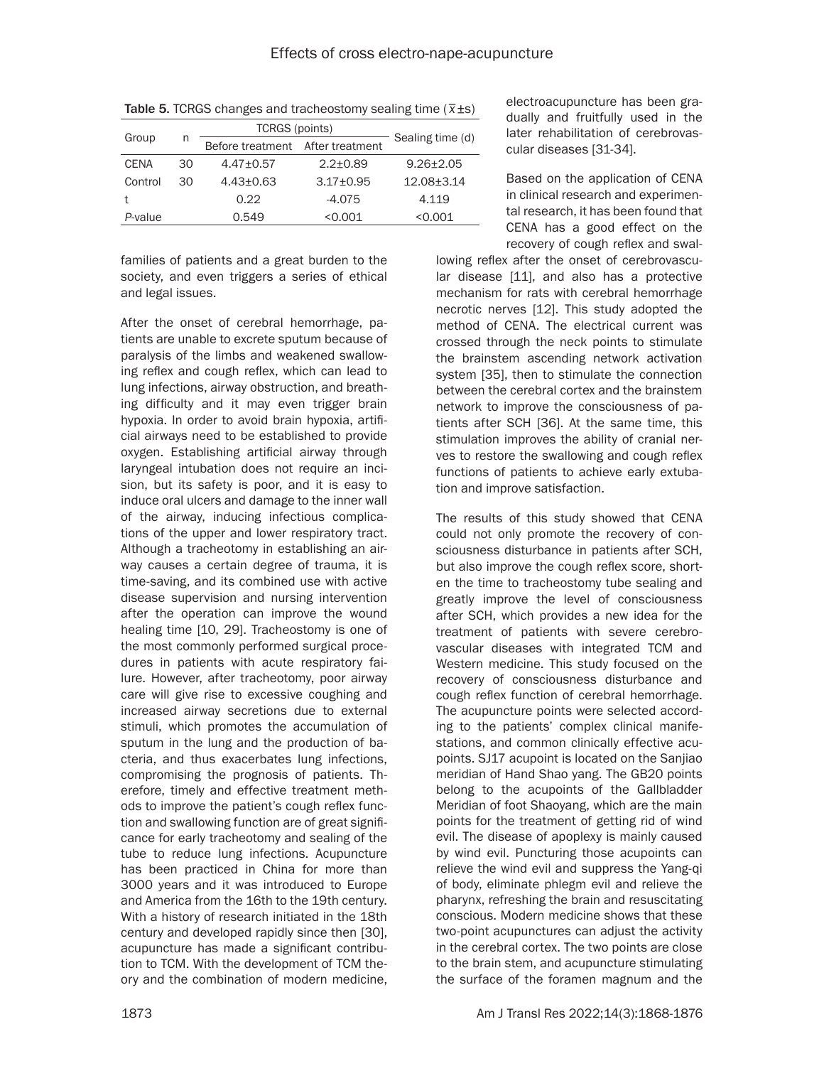**Table 5.** TCRGS changes and tracheostomy sealing time ($\bar{x}\pm s$)

| Group | n | TCRGS (points) | | Sealing time (d) |
|---|---|---|---|---|
| | | Before treatment | After treatment | |
| CENA | 30 | 4.47±0.57 | 2.2±0.89 | 9.26±2.05 |
| Control | 30 | 4.43±0.63 | 3.17±0.95 | 12.08±3.14 |
| t | | 0.22 | -4.075 | 4.119 |
| *P*-value | | 0.549 | <0.001 | <0.001 |

families of patients and a great burden to the society, and even triggers a series of ethical and legal issues.

After the onset of cerebral hemorrhage, patients are unable to excrete sputum because of paralysis of the limbs and weakened swallowing reflex and cough reflex, which can lead to lung infections, airway obstruction, and breathing difficulty and it may even trigger brain hypoxia. In order to avoid brain hypoxia, artificial airways need to be established to provide oxygen. Establishing artificial airway through laryngeal intubation does not require an incision, but its safety is poor, and it is easy to induce oral ulcers and damage to the inner wall of the airway, inducing infectious complications of the upper and lower respiratory tract. Although a tracheotomy in establishing an airway causes a certain degree of trauma, it is time-saving, and its combined use with active disease supervision and nursing intervention after the operation can improve the wound healing time [10, 29]. Tracheostomy is one of the most commonly performed surgical procedures in patients with acute respiratory failure. However, after tracheotomy, poor airway care will give rise to excessive coughing and increased airway secretions due to external stimuli, which promotes the accumulation of sputum in the lung and the production of bacteria, and thus exacerbates lung infections, compromising the prognosis of patients. Therefore, timely and effective treatment methods to improve the patient's cough reflex function and swallowing function are of great significance for early tracheotomy and sealing of the tube to reduce lung infections. Acupuncture has been practiced in China for more than 3000 years and it was introduced to Europe and America from the 16th to the 19th century. With a history of research initiated in the 18th century and developed rapidly since then [30], acupuncture has made a significant contribution to TCM. With the development of TCM theory and the combination of modern medicine, electroacupuncture has been gradually and fruitfully used in the later rehabilitation of cerebrovascular diseases [31-34].

Based on the application of CENA in clinical research and experimental research, it has been found that CENA has a good effect on the recovery of cough reflex and swallowing reflex after the onset of cerebrovascular disease [11], and also has a protective mechanism for rats with cerebral hemorrhage necrotic nerves [12]. This study adopted the method of CENA. The electrical current was crossed through the neck points to stimulate the brainstem ascending network activation system [35], then to stimulate the connection between the cerebral cortex and the brainstem network to improve the consciousness of patients after SCH [36]. At the same time, this stimulation improves the ability of cranial nerves to restore the swallowing and cough reflex functions of patients to achieve early extubation and improve satisfaction.

The results of this study showed that CENA could not only promote the recovery of consciousness disturbance in patients after SCH, but also improve the cough reflex score, shorten the time to tracheostomy tube sealing and greatly improve the level of consciousness after SCH, which provides a new idea for the treatment of patients with severe cerebrovascular diseases with integrated TCM and Western medicine. This study focused on the recovery of consciousness disturbance and cough reflex function of cerebral hemorrhage. The acupuncture points were selected according to the patients' complex clinical manifestations, and common clinically effective acupoints. SJ17 acupoint is located on the Sanjiao meridian of Hand Shao yang. The GB20 points belong to the acupoints of the Gallbladder Meridian of foot Shaoyang, which are the main points for the treatment of getting rid of wind evil. The disease of apoplexy is mainly caused by wind evil. Puncturing those acupoints can relieve the wind evil and suppress the Yang-qi of body, eliminate phlegm evil and relieve the pharynx, refreshing the brain and resuscitating conscious. Modern medicine shows that these two-point acupunctures can adjust the activity in the cerebral cortex. The two points are close to the brain stem, and acupuncture stimulating the surface of the foramen magnum and the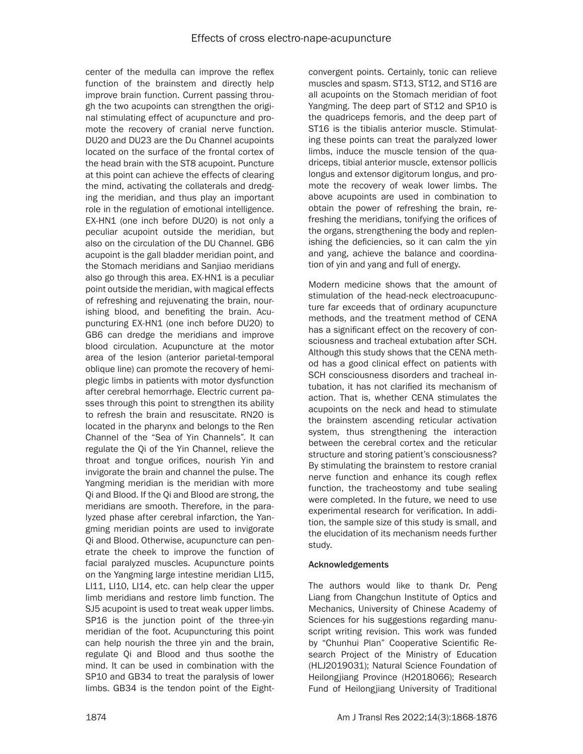center of the medulla can improve the reflex function of the brainstem and directly help improve brain function. Current passing through the two acupoints can strengthen the original stimulating effect of acupuncture and promote the recovery of cranial nerve function. DU20 and DU23 are the Du Channel acupoints located on the surface of the frontal cortex of the head brain with the ST8 acupoint. Puncture at this point can achieve the effects of clearing the mind, activating the collaterals and dredging the meridian, and thus play an important role in the regulation of emotional intelligence. EX-HN1 (one inch before DU20) is not only a peculiar acupoint outside the meridian, but also on the circulation of the DU Channel. GB6 acupoint is the gall bladder meridian point, and the Stomach meridians and Sanjiao meridians also go through this area. EX-HN1 is a peculiar point outside the meridian, with magical effects of refreshing and rejuvenating the brain, nourishing blood, and benefiting the brain. Acupuncturing EX-HN1 (one inch before DU20) to GB6 can dredge the meridians and improve blood circulation. Acupuncture at the motor area of the lesion (anterior parietal-temporal oblique line) can promote the recovery of hemiplegic limbs in patients with motor dysfunction after cerebral hemorrhage. Electric current passes through this point to strengthen its ability to refresh the brain and resuscitate. RN20 is located in the pharynx and belongs to the Ren Channel of the "Sea of Yin Channels". It can regulate the Qi of the Yin Channel, relieve the throat and tongue orifices, nourish Yin and invigorate the brain and channel the pulse. The Yangming meridian is the meridian with more Qi and Blood. If the Qi and Blood are strong, the meridians are smooth. Therefore, in the paralyzed phase after cerebral infarction, the Yangming meridian points are used to invigorate Qi and Blood. Otherwise, acupuncture can penetrate the cheek to improve the function of facial paralyzed muscles. Acupuncture points on the Yangming large intestine meridian LI15, LI11, LI10, LI14, etc. can help clear the upper limb meridians and restore limb function. The SJ5 acupoint is used to treat weak upper limbs. SP16 is the junction point of the three-yin meridian of the foot. Acupuncturing this point can help nourish the three yin and the brain, regulate Qi and Blood and thus soothe the mind. It can be used in combination with the SP10 and GB34 to treat the paralysis of lower limbs. GB34 is the tendon point of the Eight-convergent points. Certainly, tonic can relieve muscles and spasm. ST13, ST12, and ST16 are all acupoints on the Stomach meridian of foot Yangming. The deep part of ST12 and SP10 is the quadriceps femoris, and the deep part of ST16 is the tibialis anterior muscle. Stimulating these points can treat the paralyzed lower limbs, induce the muscle tension of the quadriceps, tibial anterior muscle, extensor pollicis longus and extensor digitorum longus, and promote the recovery of weak lower limbs. The above acupoints are used in combination to obtain the power of refreshing the brain, refreshing the meridians, tonifying the orifices of the organs, strengthening the body and replenishing the deficiencies, so it can calm the yin and yang, achieve the balance and coordination of yin and yang and full of energy.

Modern medicine shows that the amount of stimulation of the head-neck electroacupuncture far exceeds that of ordinary acupuncture methods, and the treatment method of CENA has a significant effect on the recovery of consciousness and tracheal extubation after SCH. Although this study shows that the CENA method has a good clinical effect on patients with SCH consciousness disorders and tracheal intubation, it has not clarified its mechanism of action. That is, whether CENA stimulates the acupoints on the neck and head to stimulate the brainstem ascending reticular activation system, thus strengthening the interaction between the cerebral cortex and the reticular structure and storing patient's consciousness? By stimulating the brainstem to restore cranial nerve function and enhance its cough reflex function, the tracheostomy and tube sealing were completed. In the future, we need to use experimental research for verification. In addition, the sample size of this study is small, and the elucidation of its mechanism needs further study.

## Acknowledgements

The authors would like to thank Dr. Peng Liang from Changchun Institute of Optics and Mechanics, University of Chinese Academy of Sciences for his suggestions regarding manuscript writing revision. This work was funded by "Chunhui Plan" Cooperative Scientific Research Project of the Ministry of Education (HLJ2019031); Natural Science Foundation of Heilongjiang Province (H2018066); Research Fund of Heilongjiang University of Traditional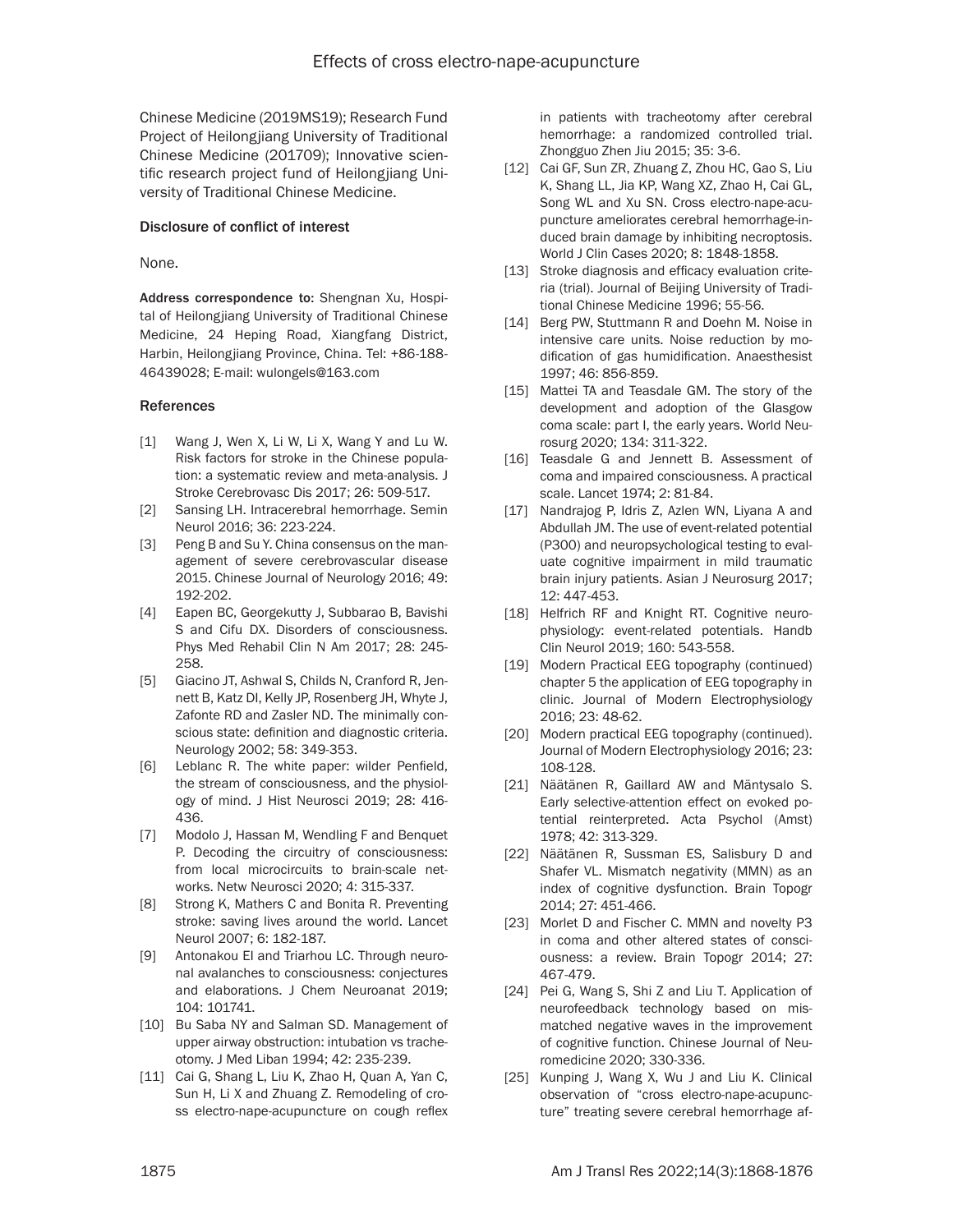Chinese Medicine (2019MS19); Research Fund Project of Heilongjiang University of Traditional Chinese Medicine (201709); Innovative scientific research project fund of Heilongjiang University of Traditional Chinese Medicine.

### Disclosure of conflict of interest

None.

**Address correspondence to:** Shengnan Xu, Hospital of Heilongjiang University of Traditional Chinese Medicine, 24 Heping Road, Xiangfang District, Harbin, Heilongjiang Province, China. Tel: +86-188-46439028; E-mail: wulongels@163.com

### References

[1] Wang J, Wen X, Li W, Li X, Wang Y and Lu W. Risk factors for stroke in the Chinese population: a systematic review and meta-analysis. J Stroke Cerebrovasc Dis 2017; 26: 509-517.

[2] Sansing LH. Intracerebral hemorrhage. Semin Neurol 2016; 36: 223-224.

[3] Peng B and Su Y. China consensus on the management of severe cerebrovascular disease 2015. Chinese Journal of Neurology 2016; 49: 192-202.

[4] Eapen BC, Georgekutty J, Subbarao B, Bavishi S and Cifu DX. Disorders of consciousness. Phys Med Rehabil Clin N Am 2017; 28: 245-258.

[5] Giacino JT, Ashwal S, Childs N, Cranford R, Jennett B, Katz DI, Kelly JP, Rosenberg JH, Whyte J, Zafonte RD and Zasler ND. The minimally conscious state: definition and diagnostic criteria. Neurology 2002; 58: 349-353.

[6] Leblanc R. The white paper: wilder Penfield, the stream of consciousness, and the physiology of mind. J Hist Neurosci 2019; 28: 416-436.

[7] Modolo J, Hassan M, Wendling F and Benquet P. Decoding the circuitry of consciousness: from local microcircuits to brain-scale networks. Netw Neurosci 2020; 4: 315-337.

[8] Strong K, Mathers C and Bonita R. Preventing stroke: saving lives around the world. Lancet Neurol 2007; 6: 182-187.

[9] Antonakou EI and Triarhou LC. Through neuronal avalanches to consciousness: conjectures and elaborations. J Chem Neuroanat 2019; 104: 101741.

[10] Bu Saba NY and Salman SD. Management of upper airway obstruction: intubation vs tracheotomy. J Med Liban 1994; 42: 235-239.

[11] Cai G, Shang L, Liu K, Zhao H, Quan A, Yan C, Sun H, Li X and Zhuang Z. Remodeling of cross electro-nape-acupuncture on cough reflex in patients with tracheotomy after cerebral hemorrhage: a randomized controlled trial. Zhongguo Zhen Jiu 2015; 35: 3-6.

[12] Cai GF, Sun ZR, Zhuang Z, Zhou HC, Gao S, Liu K, Shang LL, Jia KP, Wang XZ, Zhao H, Cai GL, Song WL and Xu SN. Cross electro-nape-acupuncture ameliorates cerebral hemorrhage-induced brain damage by inhibiting necroptosis. World J Clin Cases 2020; 8: 1848-1858.

[13] Stroke diagnosis and efficacy evaluation criteria (trial). Journal of Beijing University of Traditional Chinese Medicine 1996; 55-56.

[14] Berg PW, Stuttmann R and Doehn M. Noise in intensive care units. Noise reduction by modification of gas humidification. Anaesthesist 1997; 46: 856-859.

[15] Mattei TA and Teasdale GM. The story of the development and adoption of the Glasgow coma scale: part I, the early years. World Neurosurg 2020; 134: 311-322.

[16] Teasdale G and Jennett B. Assessment of coma and impaired consciousness. A practical scale. Lancet 1974; 2: 81-84.

[17] Nandrajog P, Idris Z, Azlen WN, Liyana A and Abdullah JM. The use of event-related potential (P300) and neuropsychological testing to evaluate cognitive impairment in mild traumatic brain injury patients. Asian J Neurosurg 2017; 12: 447-453.

[18] Helfrich RF and Knight RT. Cognitive neurophysiology: event-related potentials. Handb Clin Neurol 2019; 160: 543-558.

[19] Modern Practical EEG topography (continued) chapter 5 the application of EEG topography in clinic. Journal of Modern Electrophysiology 2016; 23: 48-62.

[20] Modern practical EEG topography (continued). Journal of Modern Electrophysiology 2016; 23: 108-128.

[21] Näätänen R, Gaillard AW and Mäntysalo S. Early selective-attention effect on evoked potential reinterpreted. Acta Psychol (Amst) 1978; 42: 313-329.

[22] Näätänen R, Sussman ES, Salisbury D and Shafer VL. Mismatch negativity (MMN) as an index of cognitive dysfunction. Brain Topogr 2014; 27: 451-466.

[23] Morlet D and Fischer C. MMN and novelty P3 in coma and other altered states of consciousness: a review. Brain Topogr 2014; 27: 467-479.

[24] Pei G, Wang S, Shi Z and Liu T. Application of neurofeedback technology based on mismatched negative waves in the improvement of cognitive function. Chinese Journal of Neuromedicine 2020; 330-336.

[25] Kunping J, Wang X, Wu J and Liu K. Clinical observation of "cross electro-nape-acupuncture" treating severe cerebral hemorrhage af-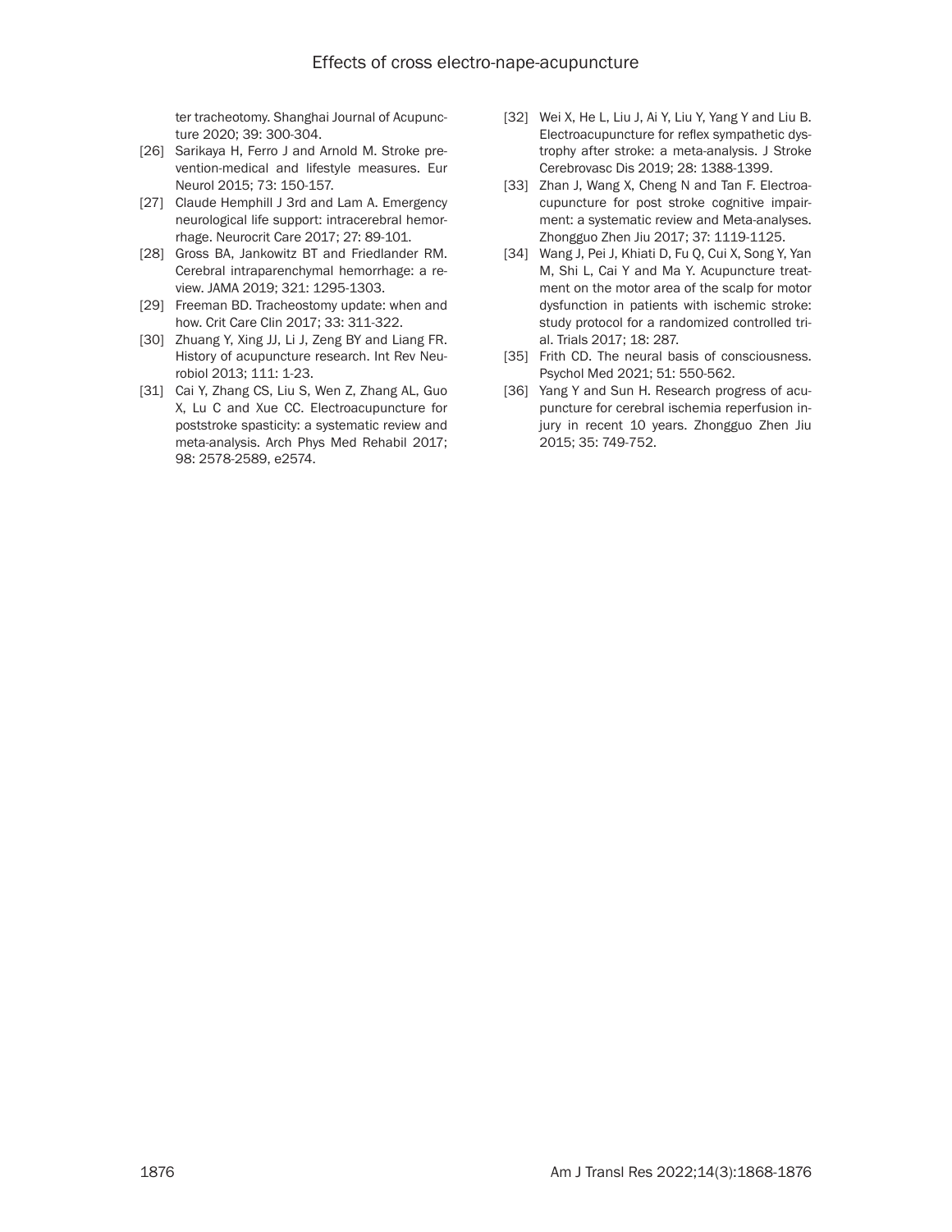ter tracheotomy. Shanghai Journal of Acupuncture 2020; 39: 300-304.

[26] Sarikaya H, Ferro J and Arnold M. Stroke prevention-medical and lifestyle measures. Eur Neurol 2015; 73: 150-157.

[27] Claude Hemphill J 3rd and Lam A. Emergency neurological life support: intracerebral hemorrhage. Neurocrit Care 2017; 27: 89-101.

[28] Gross BA, Jankowitz BT and Friedlander RM. Cerebral intraparenchymal hemorrhage: a review. JAMA 2019; 321: 1295-1303.

[29] Freeman BD. Tracheostomy update: when and how. Crit Care Clin 2017; 33: 311-322.

[30] Zhuang Y, Xing JJ, Li J, Zeng BY and Liang FR. History of acupuncture research. Int Rev Neurobiol 2013; 111: 1-23.

[31] Cai Y, Zhang CS, Liu S, Wen Z, Zhang AL, Guo X, Lu C and Xue CC. Electroacupuncture for poststroke spasticity: a systematic review and meta-analysis. Arch Phys Med Rehabil 2017; 98: 2578-2589, e2574.

[32] Wei X, He L, Liu J, Ai Y, Liu Y, Yang Y and Liu B. Electroacupuncture for reflex sympathetic dystrophy after stroke: a meta-analysis. J Stroke Cerebrovasc Dis 2019; 28: 1388-1399.

[33] Zhan J, Wang X, Cheng N and Tan F. Electroacupuncture for post stroke cognitive impairment: a systematic review and Meta-analyses. Zhongguo Zhen Jiu 2017; 37: 1119-1125.

[34] Wang J, Pei J, Khiati D, Fu Q, Cui X, Song Y, Yan M, Shi L, Cai Y and Ma Y. Acupuncture treatment on the motor area of the scalp for motor dysfunction in patients with ischemic stroke: study protocol for a randomized controlled trial. Trials 2017; 18: 287.

[35] Frith CD. The neural basis of consciousness. Psychol Med 2021; 51: 550-562.

[36] Yang Y and Sun H. Research progress of acupuncture for cerebral ischemia reperfusion injury in recent 10 years. Zhongguo Zhen Jiu 2015; 35: 749-752.